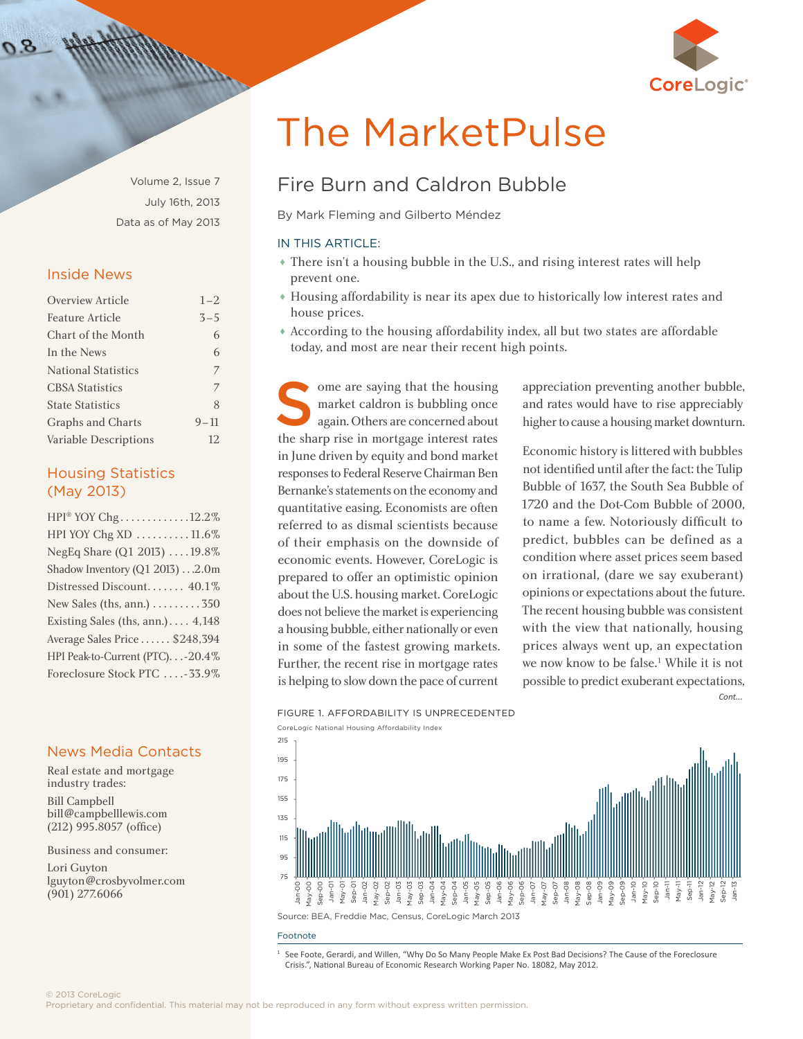# The MarketPulse

Volume 2, Issue 7
July 16th, 2013
Data as of May 2013

## Inside News

| | |
|---|---|
| Overview Article | 1–2 |
| Feature Article | 3–5 |
| Chart of the Month | 6 |
| In the News | 6 |
| National Statistics | 7 |
| CBSA Statistics | 7 |
| State Statistics | 8 |
| Graphs and Charts | 9–11 |
| Variable Descriptions | 12 |

## Housing Statistics (May 2013)

| | |
|---|---|
| HPI® YOY Chg | 12.2% |
| HPI YOY Chg XD | 11.6% |
| NegEq Share (Q1 2013) | 19.8% |
| Shadow Inventory (Q1 2013) | 2.0m |
| Distressed Discount | 40.1% |
| New Sales (ths, ann.) | 350 |
| Existing Sales (ths, ann.) | 4,148 |
| Average Sales Price | $248,394 |
| HPI Peak-to-Current (PTC) | -20.4% |
| Foreclosure Stock PTC | -33.9% |

## News Media Contacts

Real estate and mortgage industry trades:

Bill Campbell
bill@campbelllewis.com
(212) 995.8057 (office)

Business and consumer:

Lori Guyton
lguyton@crosbyvolmer.com
(901) 277.6066

## Fire Burn and Caldron Bubble

By Mark Fleming and Gilberto Méndez

IN THIS ARTICLE:

- There isn't a housing bubble in the U.S., and rising interest rates will help prevent one.
- Housing affordability is near its apex due to historically low interest rates and house prices.
- According to the housing affordability index, all but two states are affordable today, and most are near their recent high points.

Some are saying that the housing market caldron is bubbling once again. Others are concerned about the sharp rise in mortgage interest rates in June driven by equity and bond market responses to Federal Reserve Chairman Ben Bernanke's statements on the economy and quantitative easing. Economists are often referred to as dismal scientists because of their emphasis on the downside of economic events. However, CoreLogic is prepared to offer an optimistic opinion about the U.S. housing market. CoreLogic does not believe the market is experiencing a housing bubble, either nationally or even in some of the fastest growing markets. Further, the recent rise in mortgage rates is helping to slow down the pace of current appreciation preventing another bubble, and rates would have to rise appreciably higher to cause a housing market downturn.

Economic history is littered with bubbles not identified until after the fact: the Tulip Bubble of 1637, the South Sea Bubble of 1720 and the Dot-Com Bubble of 2000, to name a few. Notoriously difficult to predict, bubbles can be defined as a condition where asset prices seem based on irrational, (dare we say exuberant) opinions or expectations about the future. The recent housing bubble was consistent with the view that nationally, housing prices always went up, an expectation we now know to be false.[1] While it is not possible to predict exuberant expectations,

*Cont...*

FIGURE 1. AFFORDABILITY IS UNPRECEDENTED

CoreLogic National Housing Affordability Index

215
195
175
155
135
115
95
75

Jan-00, May-00, Sep-00, Jan-01, May-01, Sep-01, Jan-02, May-02, Sep-02, Jan-03, May-03, Sep-03, Jan-04, May-04, Sep-04, Jan-05, May-05, Sep-05, Jan-06, May-06, Sep-06, Jan-07, May-07, Sep-07, Jan-08, May-08, Sep-08, Jan-09, May-09, Sep-09, Jan-10, May-10, Sep-10, Jan-11, May-11, Sep-11, Jan-12, May-12, Sep-12, Jan-13

Source: BEA, Freddie Mac, Census, CoreLogic March 2013

Footnote

[1] See Foote, Gerardi, and Willen, "Why Do So Many People Make Ex Post Bad Decisions? The Cause of the Foreclosure Crisis.", National Bureau of Economic Research Working Paper No. 18082, May 2012.

© 2013 CoreLogic
Proprietary and confidential. This material may not be reproduced in any form without express written permission.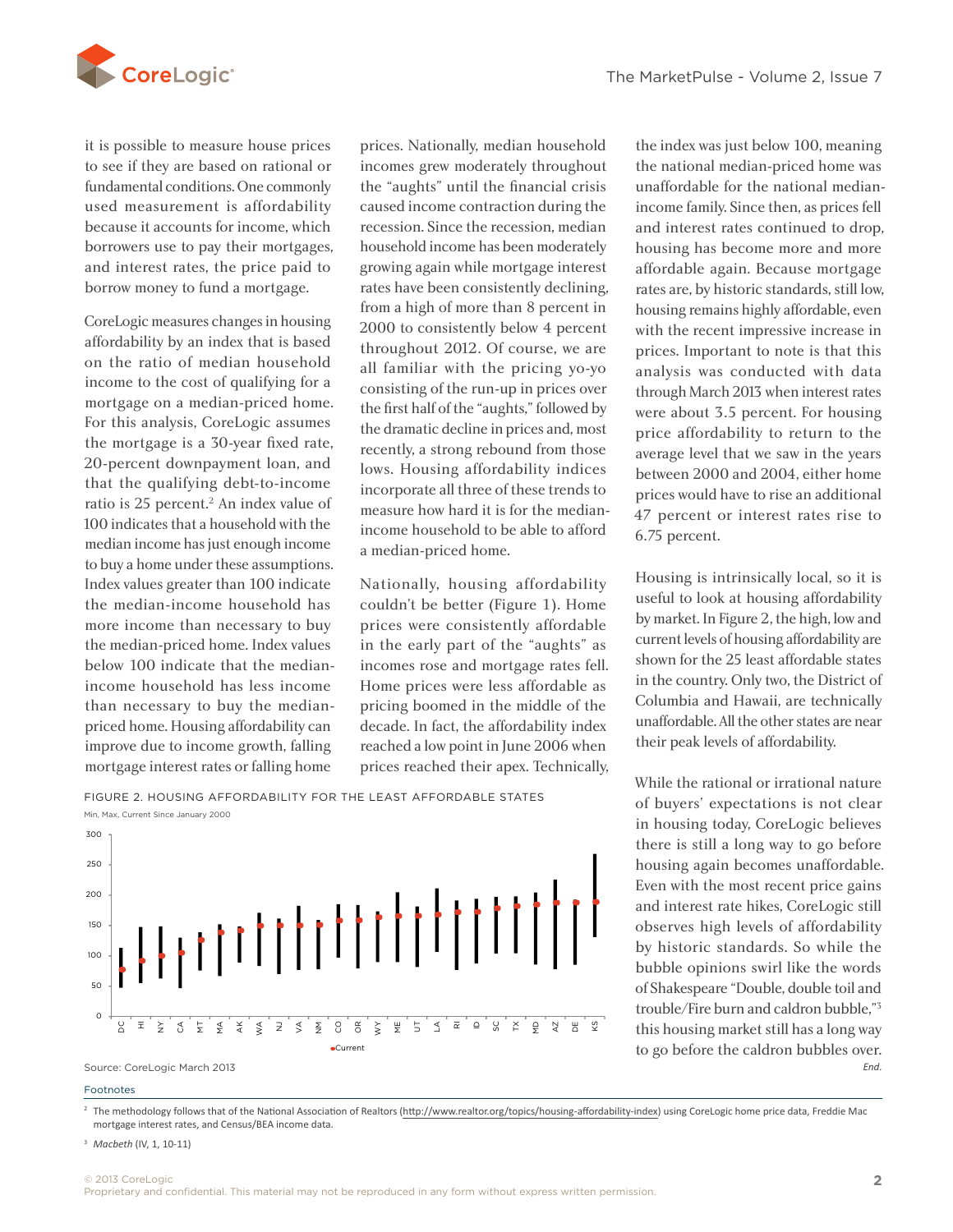it is possible to measure house prices to see if they are based on rational or fundamental conditions. One commonly used measurement is affordability because it accounts for income, which borrowers use to pay their mortgages, and interest rates, the price paid to borrow money to fund a mortgage.

CoreLogic measures changes in housing affordability by an index that is based on the ratio of median household income to the cost of qualifying for a mortgage on a median-priced home. For this analysis, CoreLogic assumes the mortgage is a 30-year fixed rate, 20-percent downpayment loan, and that the qualifying debt-to-income ratio is 25 percent.[2] An index value of 100 indicates that a household with the median income has just enough income to buy a home under these assumptions. Index values greater than 100 indicate the median-income household has more income than necessary to buy the median-priced home. Index values below 100 indicate that the median-income household has less income than necessary to buy the median-priced home. Housing affordability can improve due to income growth, falling mortgage interest rates or falling home prices. Nationally, median household incomes grew moderately throughout the "aughts" until the financial crisis caused income contraction during the recession. Since the recession, median household income has been moderately growing again while mortgage interest rates have been consistently declining, from a high of more than 8 percent in 2000 to consistently below 4 percent throughout 2012. Of course, we are all familiar with the pricing yo-yo consisting of the run-up in prices over the first half of the "aughts," followed by the dramatic decline in prices and, most recently, a strong rebound from those lows. Housing affordability indices incorporate all three of these trends to measure how hard it is for the median-income household to be able to afford a median-priced home.

Nationally, housing affordability couldn't be better (Figure 1). Home prices were consistently affordable in the early part of the "aughts" as incomes rose and mortgage rates fell. Home prices were less affordable as pricing boomed in the middle of the decade. In fact, the affordability index reached a low point in June 2006 when prices reached their apex. Technically, the index was just below 100, meaning the national median-priced home was unaffordable for the national median-income family. Since then, as prices fell and interest rates continued to drop, housing has become more and more affordable again. Because mortgage rates are, by historic standards, still low, housing remains highly affordable, even with the recent impressive increase in prices. Important to note is that this analysis was conducted with data through March 2013 when interest rates were about 3.5 percent. For housing price affordability to return to the average level that we saw in the years between 2000 and 2004, either home prices would have to rise an additional 47 percent or interest rates rise to 6.75 percent.

Housing is intrinsically local, so it is useful to look at housing affordability by market. In Figure 2, the high, low and current levels of housing affordability are shown for the 25 least affordable states in the country. Only two, the District of Columbia and Hawaii, are technically unaffordable. All the other states are near their peak levels of affordability.

While the rational or irrational nature of buyers' expectations is not clear in housing today, CoreLogic believes there is still a long way to go before housing again becomes unaffordable. Even with the most recent price gains and interest rate hikes, CoreLogic still observes high levels of affordability by historic standards. So while the bubble opinions swirl like the words of Shakespeare "Double, double toil and trouble/Fire burn and caldron bubble,"[3] this housing market still has a long way to go before the caldron bubbles over.

*End.*

FIGURE 2. HOUSING AFFORDABILITY FOR THE LEAST AFFORDABLE STATES

Min, Max, Current Since January 2000

300
250
200
150
100
50
0

DC HI NY CA MT MA AK WA NJ VA NM CO OR WY ME UT LA RI ID SC TX MD AZ DE KS

Current

Source: CoreLogic March 2013

Footnotes

[2] The methodology follows that of the National Association of Realtors (http://www.realtor.org/topics/housing-affordability-index) using CoreLogic home price data, Freddie Mac mortgage interest rates, and Census/BEA income data.

[3] *Macbeth* (IV, 1, 10-11)

© 2013 CoreLogic
Proprietary and confidential. This material may not be reproduced in any form without express written permission.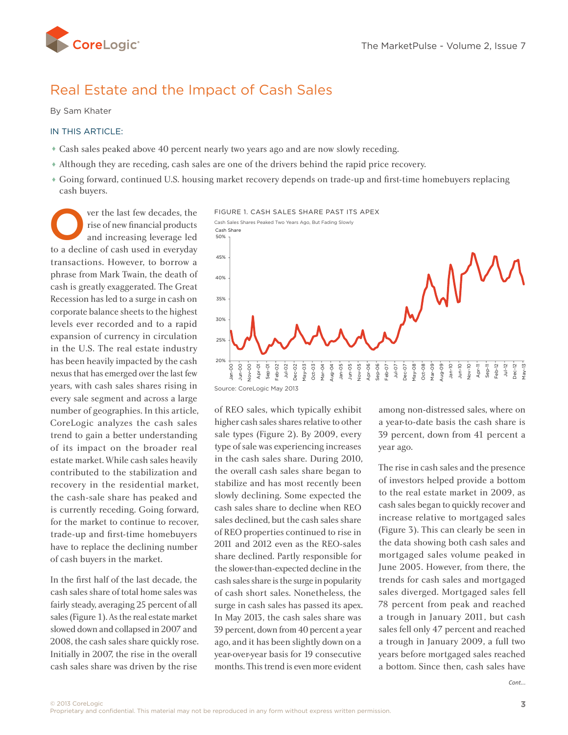# Real Estate and the Impact of Cash Sales

By Sam Khater

IN THIS ARTICLE:

- Cash sales peaked above 40 percent nearly two years ago and are now slowly receding.
- Although they are receding, cash sales are one of the drivers behind the rapid price recovery.
- Going forward, continued U.S. housing market recovery depends on trade-up and first-time homebuyers replacing cash buyers.

Over the last few decades, the rise of new financial products and increasing leverage led to a decline of cash used in everyday transactions. However, to borrow a phrase from Mark Twain, the death of cash is greatly exaggerated. The Great Recession has led to a surge in cash on corporate balance sheets to the highest levels ever recorded and to a rapid expansion of currency in circulation in the U.S. The real estate industry has been heavily impacted by the cash nexus that has emerged over the last few years, with cash sales shares rising in every sale segment and across a large number of geographies. In this article, CoreLogic analyzes the cash sales trend to gain a better understanding of its impact on the broader real estate market. While cash sales heavily contributed to the stabilization and recovery in the residential market, the cash-sale share has peaked and is currently receding. Going forward, for the market to continue to recover, trade-up and first-time homebuyers have to replace the declining number of cash buyers in the market.

In the first half of the last decade, the cash sales share of total home sales was fairly steady, averaging 25 percent of all sales (Figure 1). As the real estate market slowed down and collapsed in 2007 and 2008, the cash sales share quickly rose. Initially in 2007, the rise in the overall cash sales share was driven by the rise of REO sales, which typically exhibit higher cash sales shares relative to other sale types (Figure 2). By 2009, every type of sale was experiencing increases in the cash sales share. During 2010, the overall cash sales share began to stabilize and has most recently been slowly declining. Some expected the cash sales share to decline when REO sales declined, but the cash sales share of REO properties continued to rise in 2011 and 2012 even as the REO-sales share declined. Partly responsible for the slower-than-expected decline in the cash sales share is the surge in popularity of cash short sales. Nonetheless, the surge in cash sales has passed its apex. In May 2013, the cash sales share was 39 percent, down from 40 percent a year ago, and it has been slightly down on a year-over-year basis for 19 consecutive months. This trend is even more evident among non-distressed sales, where on a year-to-date basis the cash share is 39 percent, down from 41 percent a year ago.

FIGURE 1. CASH SALES SHARE PAST ITS APEX

Cash Sales Shares Peaked Two Years Ago, But Fading Slowly

Cash Share

50%
45%
40%
35%
30%
25%
20%

Jan-00 Jun-00 Nov-00 Apr-01 Sep-01 Feb-02 Jul-02 Dec-02 May-03 Oct-03 Mar-04 Aug-04 Jan-05 Jun-05 Nov-05 Apr-06 Sep-06 Feb-07 Jul-07 Dec-07 May-08 Oct-08 Mar-09 Aug-09 Jan-10 Jun-10 Nov-10 Apr-11 Sep-11 Feb-12 Jul-12 Dec-12 May-13

Source: CoreLogic May 2013

The rise in cash sales and the presence of investors helped provide a bottom to the real estate market in 2009, as cash sales began to quickly recover and increase relative to mortgaged sales (Figure 3). This can clearly be seen in the data showing both cash sales and mortgaged sales volume peaked in June 2005. However, from there, the trends for cash sales and mortgaged sales diverged. Mortgaged sales fell 78 percent from peak and reached a trough in January 2011, but cash sales fell only 47 percent and reached a trough in January 2009, a full two years before mortgaged sales reached a bottom. Since then, cash sales have

*Cont...*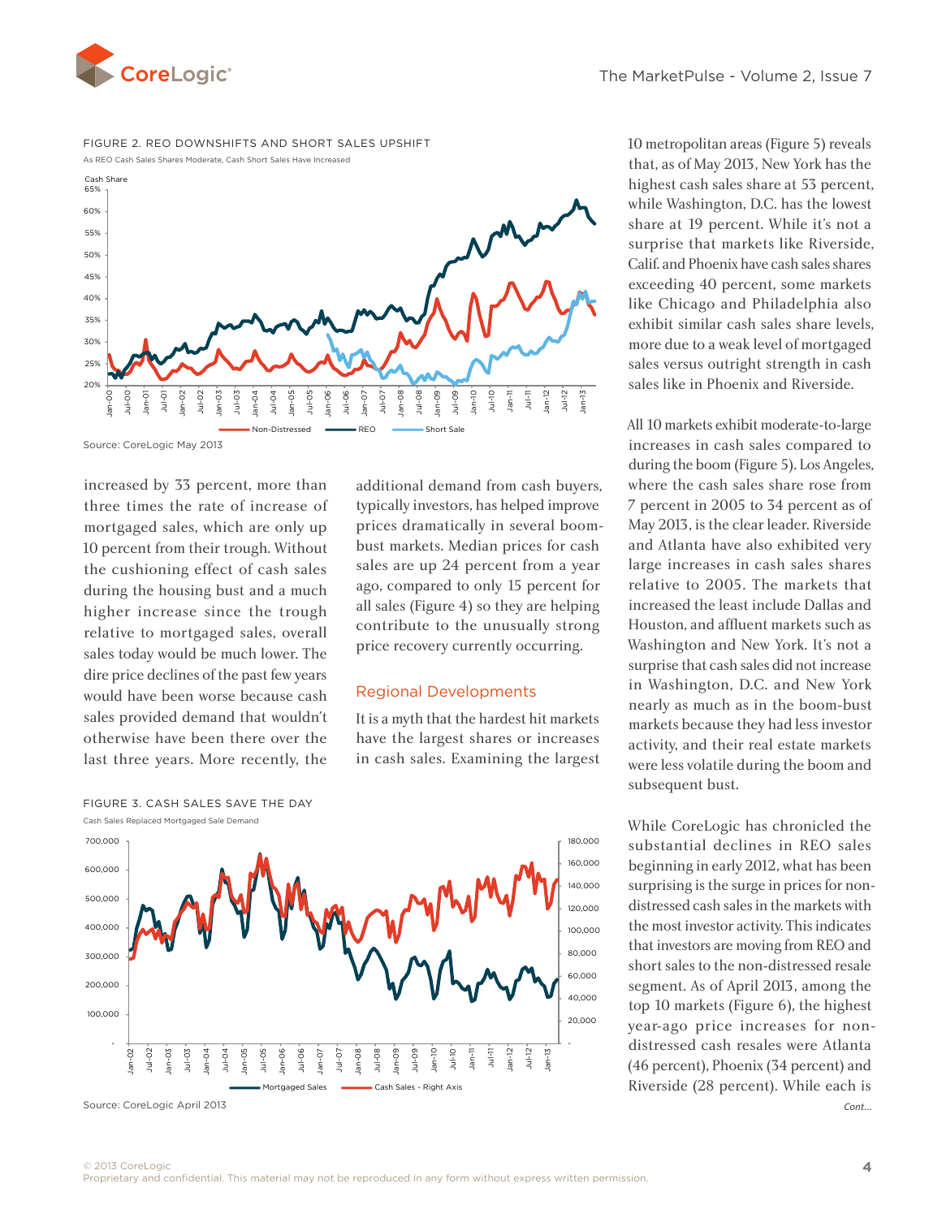FIGURE 2. REO DOWNSHIFTS AND SHORT SALES UPSHIFT

As REO Cash Sales Shares Moderate, Cash Short Sales Have Increased

Cash Share

65%
60%
55%
50%
45%
40%
35%
30%
25%
20%

Jan-00 Jul-00 Jan-01 Jul-01 Jan-02 Jul-02 Jan-03 Jul-03 Jan-04 Jul-04 Jan-05 Jul-05 Jan-06 Jul-06 Jan-07 Jul-07 Jan-08 Jul-08 Jan-09 Jul-09 Jan-10 Jul-10 Jan-11 Jul-11 Jan-12 Jul-12 Jan-13

Non-Distressed REO Short Sale

Source: CoreLogic May 2013

increased by 33 percent, more than three times the rate of increase of mortgaged sales, which are only up 10 percent from their trough. Without the cushioning effect of cash sales during the housing bust and a much higher increase since the trough relative to mortgaged sales, overall sales today would be much lower. The dire price declines of the past few years would have been worse because cash sales provided demand that wouldn't otherwise have been there over the last three years. More recently, the additional demand from cash buyers, typically investors, has helped improve prices dramatically in several boom-bust markets. Median prices for cash sales are up 24 percent from a year ago, compared to only 15 percent for all sales (Figure 4) so they are helping contribute to the unusually strong price recovery currently occurring.

## Regional Developments

It is a myth that the hardest hit markets have the largest shares or increases in cash sales. Examining the largest 10 metropolitan areas (Figure 5) reveals that, as of May 2013, New York has the highest cash sales share at 53 percent, while Washington, D.C. has the lowest share at 19 percent. While it's not a surprise that markets like Riverside, Calif. and Phoenix have cash sales shares exceeding 40 percent, some markets like Chicago and Philadelphia also exhibit similar cash sales share levels, more due to a weak level of mortgaged sales versus outright strength in cash sales like in Phoenix and Riverside.

All 10 markets exhibit moderate-to-large increases in cash sales compared to during the boom (Figure 5). Los Angeles, where the cash sales share rose from 7 percent in 2005 to 34 percent as of May 2013, is the clear leader. Riverside and Atlanta have also exhibited very large increases in cash sales shares relative to 2005. The markets that increased the least include Dallas and Houston, and affluent markets such as Washington and New York. It's not a surprise that cash sales did not increase in Washington, D.C. and New York nearly as much as in the boom-bust markets because they had less investor activity, and their real estate markets were less volatile during the boom and subsequent bust.

While CoreLogic has chronicled the substantial declines in REO sales beginning in early 2012, what has been surprising is the surge in prices for non-distressed cash sales in the markets with the most investor activity. This indicates that investors are moving from REO and short sales to the non-distressed resale segment. As of April 2013, among the top 10 markets (Figure 6), the highest year-ago price increases for non-distressed cash resales were Atlanta (46 percent), Phoenix (34 percent) and Riverside (28 percent). While each is

*Cont...*

FIGURE 3. CASH SALES SAVE THE DAY

Cash Sales Replaced Mortgaged Sale Demand

700,000
600,000
500,000
400,000
300,000
200,000
100,000
-

180,000
160,000
140,000
120,000
100,000
80,000
60,000
40,000
20,000
-

Jan-02 Jul-02 Jan-03 Jul-03 Jan-04 Jul-04 Jan-05 Jul-05 Jan-06 Jul-06 Jan-07 Jul-07 Jan-08 Jul-08 Jan-09 Jul-09 Jan-10 Jul-10 Jan-11 Jul-11 Jan-12 Jul-12 Jan-13

Mortgaged Sales Cash Sales - Right Axis

Source: CoreLogic April 2013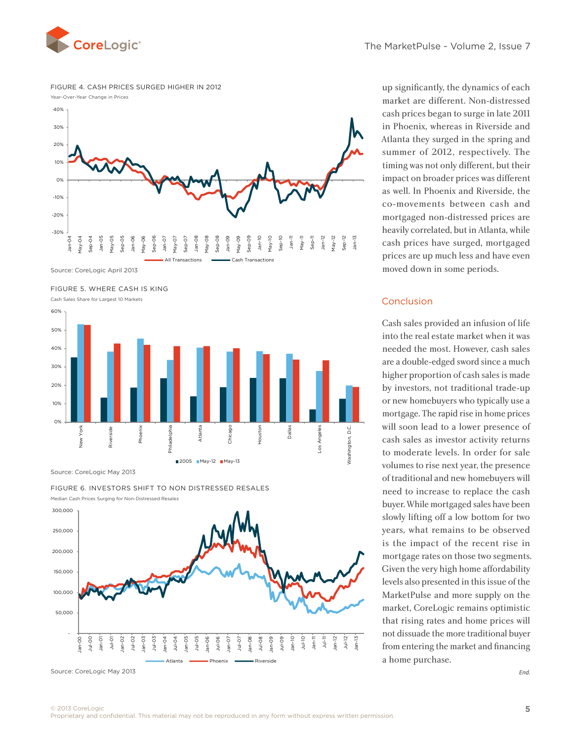FIGURE 4. CASH PRICES SURGED HIGHER IN 2012

Year-Over-Year Change in Prices

40%
30%
20%
10%
0%
-10%
-20%
-30%

Jan-04 May-04 Sep-04 Jan-05 May-05 Sep-05 Jan-06 May-06 Sep-06 Jan-07 May-07 Sep-07 Jan-08 May-08 Sep-08 Jan-09 May-09 Sep-09 Jan-10 May-10 Sep-10 Jan-11 May-11 Sep-11 Jan-12 May-12 Sep-12 Jan-13

All Transactions
Cash Transactions

Source: CoreLogic April 2013

FIGURE 5. WHERE CASH IS KING

Cash Sales Share for Largest 10 Markets

60%
50%
40%
30%
20%
10%
0%

New York
Riverside
Phoenix
Philadelphia
Atlanta
Chicago
Houston
Dallas
Los Angeles
Washington, D.C.

2005
May-12
May-13

Source: CoreLogic May 2013

FIGURE 6. INVESTORS SHIFT TO NON DISTRESSED RESALES

Median Cash Prices Surging for Non-Distressed Resales

300,000
250,000
200,000
150,000
100,000
50,000
-

Jan-00 Jul-00 Jan-01 Jul-01 Jan-02 Jul-02 Jan-03 Jul-03 Jan-04 Jul-04 Jan-05 Jul-05 Jan-06 Jul-06 Jan-07 Jul-07 Jan-08 Jul-08 Jan-09 Jul-09 Jan-10 Jul-10 Jan-11 Jul-11 Jan-12 Jul-12 Jan-13

Atlanta
Phoenix
Riverside

Source: CoreLogic May 2013

up significantly, the dynamics of each market are different. Non-distressed cash prices began to surge in late 2011 in Phoenix, whereas in Riverside and Atlanta they surged in the spring and summer of 2012, respectively. The timing was not only different, but their impact on broader prices was different as well. In Phoenix and Riverside, the co-movements between cash and mortgaged non-distressed prices are heavily correlated, but in Atlanta, while cash prices have surged, mortgaged prices are up much less and have even moved down in some periods.

## Conclusion

Cash sales provided an infusion of life into the real estate market when it was needed the most. However, cash sales are a double-edged sword since a much higher proportion of cash sales is made by investors, not traditional trade-up or new homebuyers who typically use a mortgage. The rapid rise in home prices will soon lead to a lower presence of cash sales as investor activity returns to moderate levels. In order for sale volumes to rise next year, the presence of traditional and new homebuyers will need to increase to replace the cash buyer. While mortgaged sales have been slowly lifting off a low bottom for two years, what remains to be observed is the impact of the recent rise in mortgage rates on those two segments. Given the very high home affordability levels also presented in this issue of the MarketPulse and more supply on the market, CoreLogic remains optimistic that rising rates and home prices will not dissuade the more traditional buyer from entering the market and financing a home purchase.

*End.*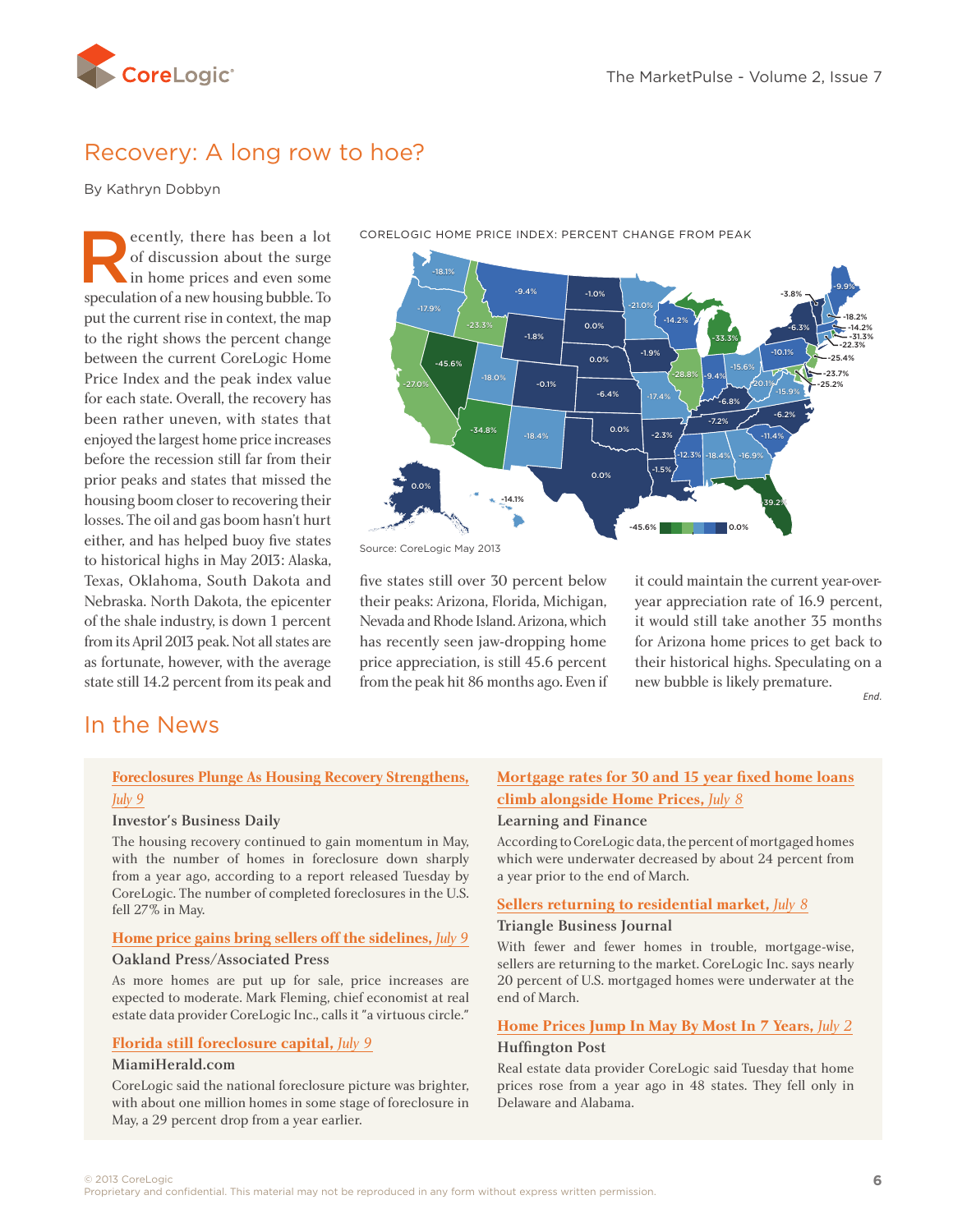## Recovery: A long row to hoe?

By Kathryn Dobbyn

Recently, there has been a lot of discussion about the surge in home prices and even some speculation of a new housing bubble. To put the current rise in context, the map to the right shows the percent change between the current CoreLogic Home Price Index and the peak index value for each state. Overall, the recovery has been rather uneven, with states that enjoyed the largest home price increases before the recession still far from their prior peaks and states that missed the housing boom closer to recovering their losses. The oil and gas boom hasn't hurt either, and has helped buoy five states to historical highs in May 2013: Alaska, Texas, Oklahoma, South Dakota and Nebraska. North Dakota, the epicenter of the shale industry, is down 1 percent from its April 2013 peak. Not all states are as fortunate, however, with the average state still 14.2 percent from its peak and five states still over 30 percent below their peaks: Arizona, Florida, Michigan, Nevada and Rhode Island. Arizona, which has recently seen jaw-dropping home price appreciation, is still 45.6 percent from the peak hit 86 months ago. Even if it could maintain the current year-over-year appreciation rate of 16.9 percent, it would still take another 35 months for Arizona home prices to get back to their historical highs. Speculating on a new bubble is likely premature.

CORELOGIC HOME PRICE INDEX: PERCENT CHANGE FROM PEAK

-18.1% -17.9% -27.0% -45.6% -23.3% -9.4% -1.0% -21.0% -14.2% -33.3% -3.8% -9.9% -18.2% -14.2% -31.3% -22.3% -6.3% -10.1% -25.4% -23.7% -25.2% -1.8% 0.0% 0.0% -1.9% -28.8% -9.4% -15.6% -20.1% -15.9% -18.0% -0.1% -6.4% -17.4% -6.8% -6.2% -7.2% -11.4% -34.8% -18.4% 0.0% -2.3% -12.3% -18.4% -16.9% 0.0% -1.5% -39.2% 0.0% -14.1%

-45.6% 0.0%

Source: CoreLogic May 2013

*End.*

## In the News

**Foreclosures Plunge As Housing Recovery Strengthens,** *July 9*

**Investor's Business Daily**

The housing recovery continued to gain momentum in May, with the number of homes in foreclosure down sharply from a year ago, according to a report released Tuesday by CoreLogic. The number of completed foreclosures in the U.S. fell 27% in May.

**Home price gains bring sellers off the sidelines,** *July 9*

**Oakland Press/Associated Press**

As more homes are put up for sale, price increases are expected to moderate. Mark Fleming, chief economist at real estate data provider CoreLogic Inc., calls it "a virtuous circle."

**Florida still foreclosure capital,** *July 9*

**MiamiHerald.com**

CoreLogic said the national foreclosure picture was brighter, with about one million homes in some stage of foreclosure in May, a 29 percent drop from a year earlier.

**Mortgage rates for 30 and 15 year fixed home loans climb alongside Home Prices,** *July 8*

**Learning and Finance**

According to CoreLogic data, the percent of mortgaged homes which were underwater decreased by about 24 percent from a year prior to the end of March.

**Sellers returning to residential market,** *July 8*

**Triangle Business Journal**

With fewer and fewer homes in trouble, mortgage-wise, sellers are returning to the market. CoreLogic Inc. says nearly 20 percent of U.S. mortgaged homes were underwater at the end of March.

**Home Prices Jump In May By Most In 7 Years,** *July 2*

**Huffington Post**

Real estate data provider CoreLogic said Tuesday that home prices rose from a year ago in 48 states. They fell only in Delaware and Alabama.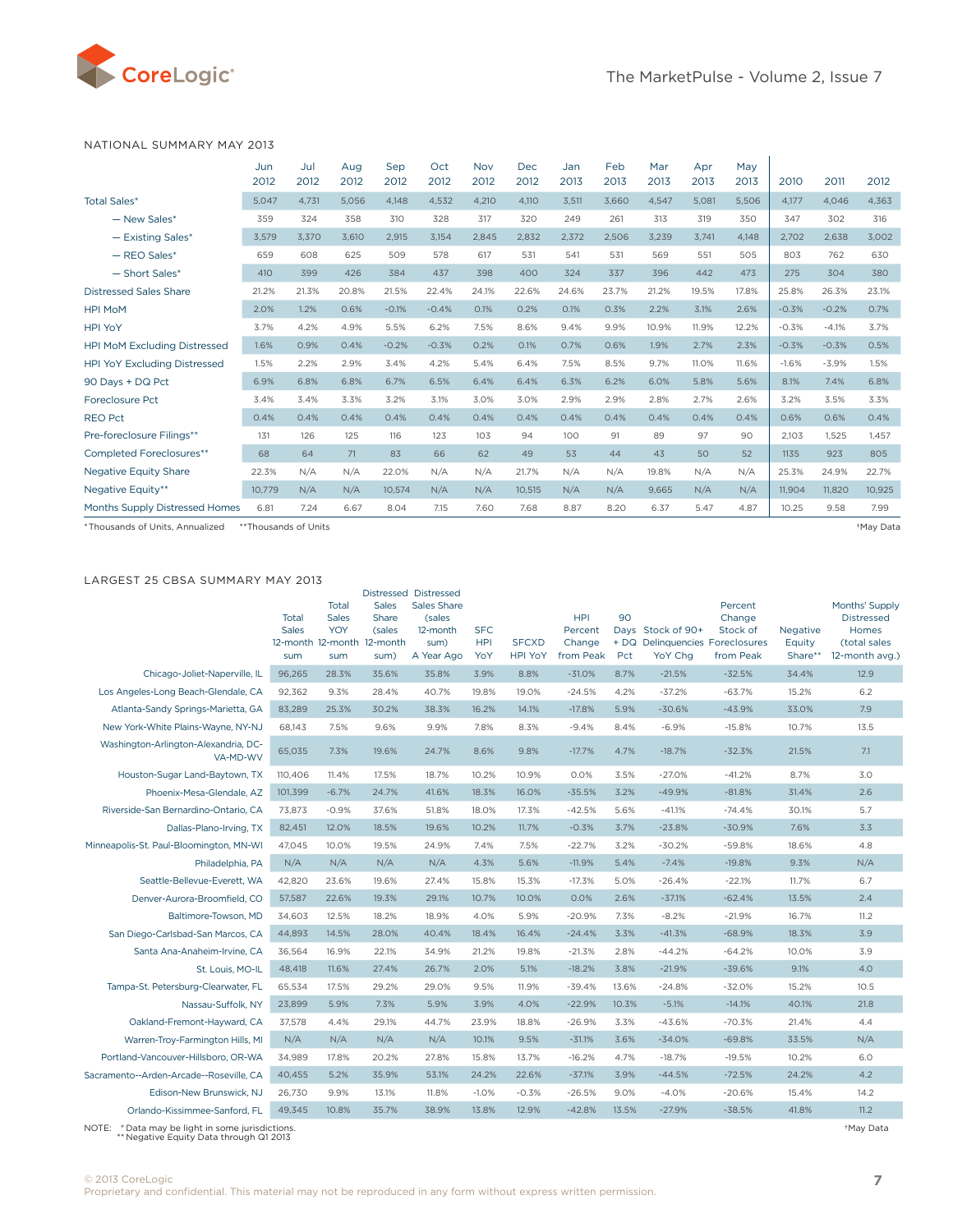## NATIONAL SUMMARY MAY 2013

| | Jun 2012 | Jul 2012 | Aug 2012 | Sep 2012 | Oct 2012 | Nov 2012 | Dec 2012 | Jan 2013 | Feb 2013 | Mar 2013 | Apr 2013 | May 2013 | 2010 | 2011 | 2012 |
|---|---|---|---|---|---|---|---|---|---|---|---|---|---|---|---|
| Total Sales* | 5,047 | 4,731 | 5,056 | 4,148 | 4,532 | 4,210 | 4,110 | 3,511 | 3,660 | 4,547 | 5,081 | 5,506 | 4,177 | 4,046 | 4,363 |
| — New Sales* | 359 | 324 | 358 | 310 | 328 | 317 | 320 | 249 | 261 | 313 | 319 | 350 | 347 | 302 | 316 |
| — Existing Sales* | 3,579 | 3,370 | 3,610 | 2,915 | 3,154 | 2,845 | 2,832 | 2,372 | 2,506 | 3,239 | 3,741 | 4,148 | 2,702 | 2,638 | 3,002 |
| — REO Sales* | 659 | 608 | 625 | 509 | 578 | 617 | 531 | 541 | 531 | 569 | 551 | 505 | 803 | 762 | 630 |
| — Short Sales* | 410 | 399 | 426 | 384 | 437 | 398 | 400 | 324 | 337 | 396 | 442 | 473 | 275 | 304 | 380 |
| Distressed Sales Share | 21.2% | 21.3% | 20.8% | 21.5% | 22.4% | 24.1% | 22.6% | 24.6% | 23.7% | 21.2% | 19.5% | 17.8% | 25.8% | 26.3% | 23.1% |
| HPI MoM | 2.0% | 1.2% | 0.6% | -0.1% | -0.4% | 0.1% | 0.2% | 0.1% | 0.3% | 2.2% | 3.1% | 2.6% | -0.3% | -0.2% | 0.7% |
| HPI YoY | 3.7% | 4.2% | 4.9% | 5.5% | 6.2% | 7.5% | 8.6% | 9.4% | 9.9% | 10.9% | 11.9% | 12.2% | -0.3% | -4.1% | 3.7% |
| HPI MoM Excluding Distressed | 1.6% | 0.9% | 0.4% | -0.2% | -0.3% | 0.2% | 0.1% | 0.7% | 0.6% | 1.9% | 2.7% | 2.3% | -0.3% | -0.3% | 0.5% |
| HPI YoY Excluding Distressed | 1.5% | 2.2% | 2.9% | 3.4% | 4.2% | 5.4% | 6.4% | 7.5% | 8.5% | 9.7% | 11.0% | 11.6% | -1.6% | -3.9% | 1.5% |
| 90 Days + DQ Pct | 6.9% | 6.8% | 6.8% | 6.7% | 6.5% | 6.4% | 6.4% | 6.3% | 6.2% | 6.0% | 5.8% | 5.6% | 8.1% | 7.4% | 6.8% |
| Foreclosure Pct | 3.4% | 3.4% | 3.3% | 3.2% | 3.1% | 3.0% | 3.0% | 2.9% | 2.9% | 2.8% | 2.7% | 2.6% | 3.2% | 3.5% | 3.3% |
| REO Pct | 0.4% | 0.4% | 0.4% | 0.4% | 0.4% | 0.4% | 0.4% | 0.4% | 0.4% | 0.4% | 0.4% | 0.4% | 0.6% | 0.6% | 0.4% |
| Pre-foreclosure Filings** | 131 | 126 | 125 | 116 | 123 | 103 | 94 | 100 | 91 | 89 | 97 | 90 | 2,103 | 1,525 | 1,457 |
| Completed Foreclosures** | 68 | 64 | 71 | 83 | 66 | 62 | 49 | 53 | 44 | 43 | 50 | 52 | 1135 | 923 | 805 |
| Negative Equity Share | 22.3% | N/A | N/A | 22.0% | N/A | N/A | 21.7% | N/A | N/A | 19.8% | N/A | N/A | 25.3% | 24.9% | 22.7% |
| Negative Equity** | 10,779 | N/A | N/A | 10,574 | N/A | N/A | 10,515 | N/A | N/A | 9,665 | N/A | N/A | 11,904 | 11,820 | 10,925 |
| Months Supply Distressed Homes | 6.81 | 7.24 | 6.67 | 8.04 | 7.15 | 7.60 | 7.68 | 8.87 | 8.20 | 6.37 | 5.47 | 4.87 | 10.25 | 9.58 | 7.99 |

*Thousands of Units, Annualized **Thousands of Units †May Data

## LARGEST 25 CBSA SUMMARY MAY 2013

| | Total Sales 12-month sum | Total Sales YOY 12-month sum | Distressed Sales Share (sales 12-month sum) | Distressed Sales Share (sales 12-month sum) A Year Ago | SFC HPI YoY | SFCXD HPI YoY | HPI Percent Change from Peak | 90 Days + DQ Pct | Stock of 90+ Delinquencies YoY Chg | Percent Change Stock of Foreclosures from Peak | Negative Equity Share** | Months' Supply Distressed Homes (total sales 12-month avg.) |
|---|---|---|---|---|---|---|---|---|---|---|---|---|
| Chicago-Joliet-Naperville, IL | 96,265 | 28.3% | 35.6% | 35.8% | 3.9% | 8.8% | -31.0% | 8.7% | -21.5% | -32.5% | 34.4% | 12.9 |
| Los Angeles-Long Beach-Glendale, CA | 92,362 | 9.3% | 28.4% | 40.7% | 19.8% | 19.0% | -24.5% | 4.2% | -37.2% | -63.7% | 15.2% | 6.2 |
| Atlanta-Sandy Springs-Marietta, GA | 83,289 | 25.3% | 30.2% | 38.3% | 16.2% | 14.1% | -17.8% | 5.9% | -30.6% | -43.9% | 33.0% | 7.9 |
| New York-White Plains-Wayne, NY-NJ | 68,143 | 7.5% | 9.6% | 9.9% | 7.8% | 8.3% | -9.4% | 8.4% | -6.9% | -15.8% | 10.7% | 13.5 |
| Washington-Arlington-Alexandria, DC-VA-MD-WV | 65,035 | 7.3% | 19.6% | 24.7% | 8.6% | 9.8% | -17.7% | 4.7% | -18.7% | -32.3% | 21.5% | 7.1 |
| Houston-Sugar Land-Baytown, TX | 110,406 | 11.4% | 17.5% | 18.7% | 10.2% | 10.9% | 0.0% | 3.5% | -27.0% | -41.2% | 8.7% | 3.0 |
| Phoenix-Mesa-Glendale, AZ | 101,399 | -6.7% | 24.7% | 41.6% | 18.3% | 16.0% | -35.5% | 3.2% | -49.9% | -81.8% | 31.4% | 2.6 |
| Riverside-San Bernardino-Ontario, CA | 73,873 | -0.9% | 37.6% | 51.8% | 18.0% | 17.3% | -42.5% | 5.6% | -41.1% | -74.4% | 30.1% | 5.7 |
| Dallas-Plano-Irving, TX | 82,451 | 12.0% | 18.5% | 19.6% | 10.2% | 11.7% | -0.3% | 3.7% | -23.8% | -30.9% | 7.6% | 3.3 |
| Minneapolis-St. Paul-Bloomington, MN-WI | 47,045 | 10.0% | 19.5% | 24.9% | 7.4% | 7.5% | -22.7% | 3.2% | -30.2% | -59.8% | 18.6% | 4.8 |
| Philadelphia, PA | N/A | N/A | N/A | N/A | 4.3% | 5.6% | -11.9% | 5.4% | -7.4% | -19.8% | 9.3% | N/A |
| Seattle-Bellevue-Everett, WA | 42,820 | 23.6% | 19.6% | 27.4% | 15.8% | 15.3% | -17.3% | 5.0% | -26.4% | -22.1% | 11.7% | 6.7 |
| Denver-Aurora-Broomfield, CO | 57,587 | 22.6% | 19.3% | 29.1% | 10.7% | 10.0% | 0.0% | 2.6% | -37.1% | -62.4% | 13.5% | 2.4 |
| Baltimore-Towson, MD | 34,603 | 12.5% | 18.2% | 18.9% | 4.0% | 5.9% | -20.9% | 7.3% | -8.2% | -21.9% | 16.7% | 11.2 |
| San Diego-Carlsbad-San Marcos, CA | 44,893 | 14.5% | 28.0% | 40.4% | 18.4% | 16.4% | -24.4% | 3.3% | -41.3% | -68.9% | 18.3% | 3.9 |
| Santa Ana-Anaheim-Irvine, CA | 36,564 | 16.9% | 22.1% | 34.9% | 21.2% | 19.8% | -21.3% | 2.8% | -44.2% | -64.2% | 10.0% | 3.9 |
| St. Louis, MO-IL | 48,418 | 11.6% | 27.4% | 26.7% | 2.0% | 5.1% | -18.2% | 3.8% | -21.9% | -39.6% | 9.1% | 4.0 |
| Tampa-St. Petersburg-Clearwater, FL | 65,534 | 17.5% | 29.2% | 29.0% | 9.5% | 11.9% | -39.4% | 13.6% | -24.8% | -32.0% | 15.2% | 10.5 |
| Nassau-Suffolk, NY | 23,899 | 5.9% | 7.3% | 5.9% | 3.9% | 4.0% | -22.9% | 10.3% | -5.1% | -14.1% | 40.1% | 21.8 |
| Oakland-Fremont-Hayward, CA | 37,578 | 4.4% | 29.1% | 44.7% | 23.9% | 18.8% | -26.9% | 3.3% | -43.6% | -70.3% | 21.4% | 4.4 |
| Warren-Troy-Farmington Hills, MI | N/A | N/A | N/A | N/A | 10.1% | 9.5% | -31.1% | 3.6% | -34.0% | -69.8% | 33.5% | N/A |
| Portland-Vancouver-Hillsboro, OR-WA | 34,989 | 17.8% | 20.2% | 27.8% | 15.8% | 13.7% | -16.2% | 4.7% | -18.7% | -19.5% | 10.2% | 6.0 |
| Sacramento--Arden-Arcade--Roseville, CA | 40,455 | 5.2% | 35.9% | 53.1% | 24.2% | 22.6% | -37.1% | 3.9% | -44.5% | -72.5% | 24.2% | 4.2 |
| Edison-New Brunswick, NJ | 26,730 | 9.9% | 13.1% | 11.8% | -1.0% | -0.3% | -26.5% | 9.0% | -4.0% | -20.6% | 15.4% | 14.2 |
| Orlando-Kissimmee-Sanford, FL | 49,345 | 10.8% | 35.7% | 38.9% | 13.8% | 12.9% | -42.8% | 13.5% | -27.9% | -38.5% | 41.8% | 11.2 |

NOTE: *Data may be light in some jurisdictions.
**Negative Equity Data through Q1 2013

†May Data

© 2013 CoreLogic
Proprietary and confidential. This material may not be reproduced in any form without express written permission.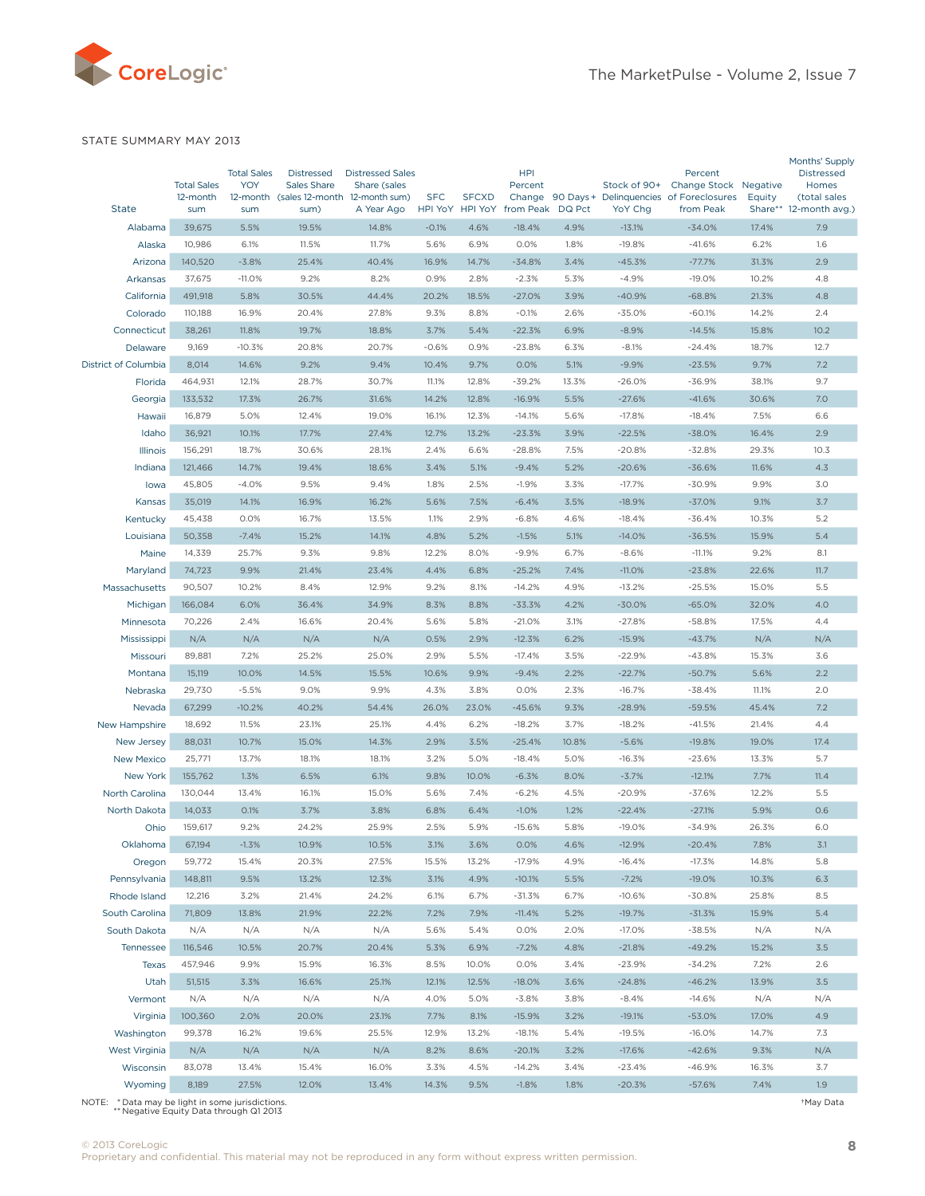STATE SUMMARY MAY 2013

| State | Total Sales 12-month sum | Total Sales YOY 12-month sum | Distressed Sales Share (sales 12-month sum) | Distressed Sales Share (sales 12-month sum) A Year Ago | SFC HPI YoY | SFCXD HPI YoY | HPI Percent Change from Peak | 90 Days + DQ Pct | Stock of 90+ Delinquencies YoY Chg | Percent Change Stock of Foreclosures from Peak | Negative Equity Share** | Months' Supply Distressed Homes (total sales 12-month avg.) |
|---|---|---|---|---|---|---|---|---|---|---|---|---|
| Alabama | 39,675 | 5.5% | 19.5% | 14.8% | -0.1% | 4.6% | -18.4% | 4.9% | -13.1% | -34.0% | 17.4% | 7.9 |
| Alaska | 10,986 | 6.1% | 11.5% | 11.7% | 5.6% | 6.9% | 0.0% | 1.8% | -19.8% | -41.6% | 6.2% | 1.6 |
| Arizona | 140,520 | -3.8% | 25.4% | 40.4% | 16.9% | 14.7% | -34.8% | 3.4% | -45.3% | -77.7% | 31.3% | 2.9 |
| Arkansas | 37,675 | -11.0% | 9.2% | 8.2% | 0.9% | 2.8% | -2.3% | 5.3% | -4.9% | -19.0% | 10.2% | 4.8 |
| California | 491,918 | 5.8% | 30.5% | 44.4% | 20.2% | 18.5% | -27.0% | 3.9% | -40.9% | -68.8% | 21.3% | 4.8 |
| Colorado | 110,188 | 16.9% | 20.4% | 27.8% | 9.3% | 8.8% | -0.1% | 2.6% | -35.0% | -60.1% | 14.2% | 2.4 |
| Connecticut | 38,261 | 11.8% | 19.7% | 18.8% | 3.7% | 5.4% | -22.3% | 6.9% | -8.9% | -14.5% | 15.8% | 10.2 |
| Delaware | 9,169 | -10.3% | 20.8% | 20.7% | -0.6% | 0.9% | -23.8% | 6.3% | -8.1% | -24.4% | 18.7% | 12.7 |
| District of Columbia | 8,014 | 14.6% | 9.2% | 9.4% | 10.4% | 9.7% | 0.0% | 5.1% | -9.9% | -23.5% | 9.7% | 7.2 |
| Florida | 464,931 | 12.1% | 28.7% | 30.7% | 11.1% | 12.8% | -39.2% | 13.3% | -26.0% | -36.9% | 38.1% | 9.7 |
| Georgia | 133,532 | 17.3% | 26.7% | 31.6% | 14.2% | 12.8% | -16.9% | 5.5% | -27.6% | -41.6% | 30.6% | 7.0 |
| Hawaii | 16,879 | 5.0% | 12.4% | 19.0% | 16.1% | 12.3% | -14.1% | 5.6% | -17.8% | -18.4% | 7.5% | 6.6 |
| Idaho | 36,921 | 10.1% | 17.7% | 27.4% | 12.7% | 13.2% | -23.3% | 3.9% | -22.5% | -38.0% | 16.4% | 2.9 |
| Illinois | 156,291 | 18.7% | 30.6% | 28.1% | 2.4% | 6.6% | -28.8% | 7.5% | -20.8% | -32.8% | 29.3% | 10.3 |
| Indiana | 121,466 | 14.7% | 19.4% | 18.6% | 3.4% | 5.1% | -9.4% | 5.2% | -20.6% | -36.6% | 11.6% | 4.3 |
| Iowa | 45,805 | -4.0% | 9.5% | 9.4% | 1.8% | 2.5% | -1.9% | 3.3% | -17.7% | -30.9% | 9.9% | 3.0 |
| Kansas | 35,019 | 14.1% | 16.9% | 16.2% | 5.6% | 7.5% | -6.4% | 3.5% | -18.9% | -37.0% | 9.1% | 3.7 |
| Kentucky | 45,438 | 0.0% | 16.7% | 13.5% | 1.1% | 2.9% | -6.8% | 4.6% | -18.4% | -36.4% | 10.3% | 5.2 |
| Louisiana | 50,358 | -7.4% | 15.2% | 14.1% | 4.8% | 5.2% | -1.5% | 5.1% | -14.0% | -36.5% | 15.9% | 5.4 |
| Maine | 14,339 | 25.7% | 9.3% | 9.8% | 12.2% | 8.0% | -9.9% | 6.7% | -8.6% | -11.1% | 9.2% | 8.1 |
| Maryland | 74,723 | 9.9% | 21.4% | 23.4% | 4.4% | 6.8% | -25.2% | 7.4% | -11.0% | -23.8% | 22.6% | 11.7 |
| Massachusetts | 90,507 | 10.2% | 8.4% | 12.9% | 9.2% | 8.1% | -14.2% | 4.9% | -13.2% | -25.5% | 15.0% | 5.5 |
| Michigan | 166,084 | 6.0% | 36.4% | 34.9% | 8.3% | 8.8% | -33.3% | 4.2% | -30.0% | -65.0% | 32.0% | 4.0 |
| Minnesota | 70,226 | 2.4% | 16.6% | 20.4% | 5.6% | 5.8% | -21.0% | 3.1% | -27.8% | -58.8% | 17.5% | 4.4 |
| Mississippi | N/A | N/A | N/A | N/A | 0.5% | 2.9% | -12.3% | 6.2% | -15.9% | -43.7% | N/A | N/A |
| Missouri | 89,881 | 7.2% | 25.2% | 25.0% | 2.9% | 5.5% | -17.4% | 3.5% | -22.9% | -43.8% | 15.3% | 3.6 |
| Montana | 15,119 | 10.0% | 14.5% | 15.5% | 10.6% | 9.9% | -9.4% | 2.2% | -22.7% | -50.7% | 5.6% | 2.2 |
| Nebraska | 29,730 | -5.5% | 9.0% | 9.9% | 4.3% | 3.8% | 0.0% | 2.3% | -16.7% | -38.4% | 11.1% | 2.0 |
| Nevada | 67,299 | -10.2% | 40.2% | 54.4% | 26.0% | 23.0% | -45.6% | 9.3% | -28.9% | -59.5% | 45.4% | 7.2 |
| New Hampshire | 18,692 | 11.5% | 23.1% | 25.1% | 4.4% | 6.2% | -18.2% | 3.7% | -18.2% | -41.5% | 21.4% | 4.4 |
| New Jersey | 88,031 | 10.7% | 15.0% | 14.3% | 2.9% | 3.5% | -25.4% | 10.8% | -5.6% | -19.8% | 19.0% | 17.4 |
| New Mexico | 25,771 | 13.7% | 18.1% | 18.1% | 3.2% | 5.0% | -18.4% | 5.0% | -16.3% | -23.6% | 13.3% | 5.7 |
| New York | 155,762 | 1.3% | 6.5% | 6.1% | 9.8% | 10.0% | -6.3% | 8.0% | -3.7% | -12.1% | 7.7% | 11.4 |
| North Carolina | 130,044 | 13.4% | 16.1% | 15.0% | 5.6% | 7.4% | -6.2% | 4.5% | -20.9% | -37.6% | 12.2% | 5.5 |
| North Dakota | 14,033 | 0.1% | 3.7% | 3.8% | 6.8% | 6.4% | -1.0% | 1.2% | -22.4% | -27.1% | 5.9% | 0.6 |
| Ohio | 159,617 | 9.2% | 24.2% | 25.9% | 2.5% | 5.9% | -15.6% | 5.8% | -19.0% | -34.9% | 26.3% | 6.0 |
| Oklahoma | 67,194 | -1.3% | 10.9% | 10.5% | 3.1% | 3.6% | 0.0% | 4.6% | -12.9% | -20.4% | 7.8% | 3.1 |
| Oregon | 59,772 | 15.4% | 20.3% | 27.5% | 15.5% | 13.2% | -17.9% | 4.9% | -16.4% | -17.3% | 14.8% | 5.8 |
| Pennsylvania | 148,811 | 9.5% | 13.2% | 12.3% | 3.1% | 4.9% | -10.1% | 5.5% | -7.2% | -19.0% | 10.3% | 6.3 |
| Rhode Island | 12,216 | 3.2% | 21.4% | 24.2% | 6.1% | 6.7% | -31.3% | 6.7% | -10.6% | -30.8% | 25.8% | 8.5 |
| South Carolina | 71,809 | 13.8% | 21.9% | 22.2% | 7.2% | 7.9% | -11.4% | 5.2% | -19.7% | -31.3% | 15.9% | 5.4 |
| South Dakota | N/A | N/A | N/A | N/A | 5.6% | 5.4% | 0.0% | 2.0% | -17.0% | -38.5% | N/A | N/A |
| Tennessee | 116,546 | 10.5% | 20.7% | 20.4% | 5.3% | 6.9% | -7.2% | 4.8% | -21.8% | -49.2% | 15.2% | 3.5 |
| Texas | 457,946 | 9.9% | 15.9% | 16.3% | 8.5% | 10.0% | 0.0% | 3.4% | -23.9% | -34.2% | 7.2% | 2.6 |
| Utah | 51,515 | 3.3% | 16.6% | 25.1% | 12.1% | 12.5% | -18.0% | 3.6% | -24.8% | -46.2% | 13.9% | 3.5 |
| Vermont | N/A | N/A | N/A | N/A | 4.0% | 5.0% | -3.8% | 3.8% | -8.4% | -14.6% | N/A | N/A |
| Virginia | 100,360 | 2.0% | 20.0% | 23.1% | 7.7% | 8.1% | -15.9% | 3.2% | -19.1% | -53.0% | 17.0% | 4.9 |
| Washington | 99,378 | 16.2% | 19.6% | 25.5% | 12.9% | 13.2% | -18.1% | 5.4% | -19.5% | -16.0% | 14.7% | 7.3 |
| West Virginia | N/A | N/A | N/A | N/A | 8.2% | 8.6% | -20.1% | 3.2% | -17.6% | -42.6% | 9.3% | N/A |
| Wisconsin | 83,078 | 13.4% | 15.4% | 16.0% | 3.3% | 4.5% | -14.2% | 3.4% | -23.4% | -46.9% | 16.3% | 3.7 |
| Wyoming | 8,189 | 27.5% | 12.0% | 13.4% | 14.3% | 9.5% | -1.8% | 1.8% | -20.3% | -57.6% | 7.4% | 1.9 |

NOTE: * Data may be light in some jurisdictions.
** Negative Equity Data through Q1 2013

†May Data

© 2013 CoreLogic
Proprietary and confidential. This material may not be reproduced in any form without express written permission.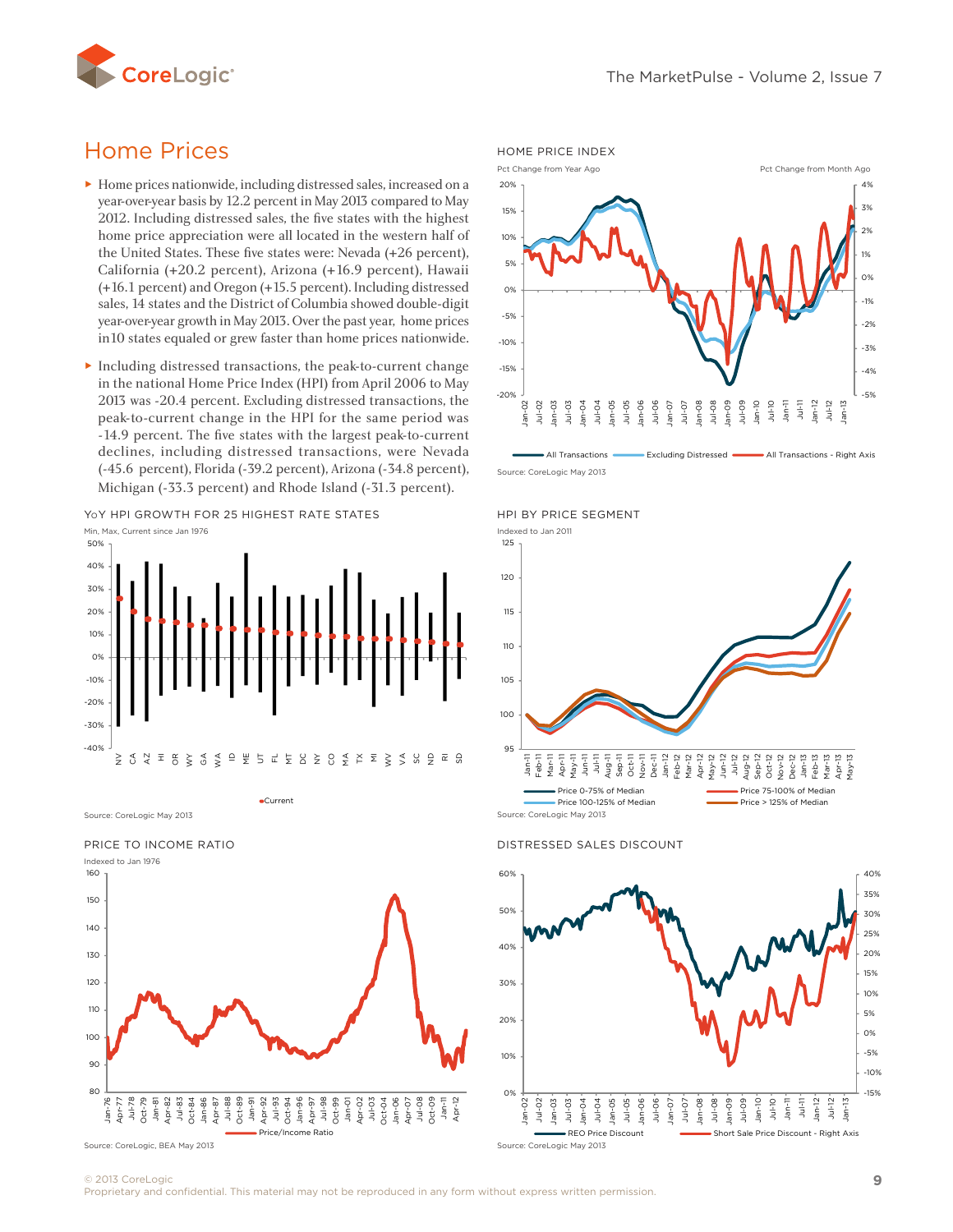# Home Prices

- Home prices nationwide, including distressed sales, increased on a year-over-year basis by 12.2 percent in May 2013 compared to May 2012. Including distressed sales, the five states with the highest home price appreciation were all located in the western half of the United States. These five states were: Nevada (+26 percent), California (+20.2 percent), Arizona (+16.9 percent), Hawaii (+16.1 percent) and Oregon (+15.5 percent). Including distressed sales, 14 states and the District of Columbia showed double-digit year-over-year growth in May 2013. Over the past year, home prices in10 states equaled or grew faster than home prices nationwide.
- Including distressed transactions, the peak-to-current change in the national Home Price Index (HPI) from April 2006 to May 2013 was -20.4 percent. Excluding distressed transactions, the peak-to-current change in the HPI for the same period was -14.9 percent. The five states with the largest peak-to-current declines, including distressed transactions, were Nevada (-45.6 percent), Florida (-39.2 percent), Arizona (-34.8 percent), Michigan (-33.3 percent) and Rhode Island (-31.3 percent).

YoY HPI GROWTH FOR 25 HIGHEST RATE STATES

Min, Max, Current since Jan 1976

50% 40% 30% 20% 10% 0% -10% -20% -30% -40%

NV CA AZ HI OR WY GA WA ID ME UT FL MT DC NY CO MA TX MI WV VA SC ND RI SD

Current

Source: CoreLogic May 2013

HOME PRICE INDEX

Pct Change from Year Ago

Pct Change from Month Ago

20% 15% 10% 5% 0% -5% -10% -15% -20%

4% 3% 2% 1% 0% -1% -2% -3% -4% -5%

Jan-02 Jul-02 Jan-03 Jul-03 Jan-04 Jul-04 Jan-05 Jul-05 Jan-06 Jul-06 Jan-07 Jul-07 Jan-08 Jul-08 Jan-09 Jul-09 Jan-10 Jul-10 Jan-11 Jul-11 Jan-12 Jul-12 Jan-13

All Transactions | Excluding Distressed | All Transactions - Right Axis

Source: CoreLogic May 2013

HPI BY PRICE SEGMENT

Indexed to Jan 2011

125 120 115 110 105 100 95

Jan-11 Feb-11 Mar-11 Apr-11 May-11 Jun-11 Jul-11 Aug-11 Sep-11 Oct-11 Nov-11 Dec-11 Jan-12 Feb-12 Mar-12 Apr-12 May-12 Jun-12 Jul-12 Aug-12 Sep-12 Oct-12 Nov-12 Dec-12 Jan-13 Feb-13 Mar-13 Apr-13 May-13

Price 0-75% of Median | Price 75-100% of Median | Price 100-125% of Median | Price > 125% of Median

Source: CoreLogic May 2013

PRICE TO INCOME RATIO

Indexed to Jan 1976

160 150 140 130 120 110 100 90 80

Jan-76 Apr-77 Jul-78 Oct-79 Jan-81 Apr-82 Jul-83 Oct-84 Jan-86 Apr-87 Jul-88 Oct-89 Jan-91 Apr-92 Jul-93 Oct-94 Jan-96 Apr-97 Jul-98 Oct-99 Jan-01 Apr-02 Jul-03 Oct-04 Jan-06 Apr-07 Jul-08 Oct-09 Jan-11 Apr-12

Price/Income Ratio

Source: CoreLogic, BEA May 2013

DISTRESSED SALES DISCOUNT

60% 50% 40% 30% 20% 10% 0%

40% 35% 30% 25% 20% 15% 10% 5% 0% -5% -10% -15%

Jan-02 Jul-02 Jan-03 Jul-03 Jan-04 Jul-04 Jan-05 Jul-05 Jan-06 Jul-06 Jan-07 Jul-07 Jan-08 Jul-08 Jan-09 Jul-09 Jan-10 Jul-10 Jan-11 Jul-11 Jan-12 Jul-12 Jan-13

REO Price Discount | Short Sale Price Discount - Right Axis

Source: CoreLogic May 2013

© 2013 CoreLogic
Proprietary and confidential. This material may not be reproduced in any form without express written permission.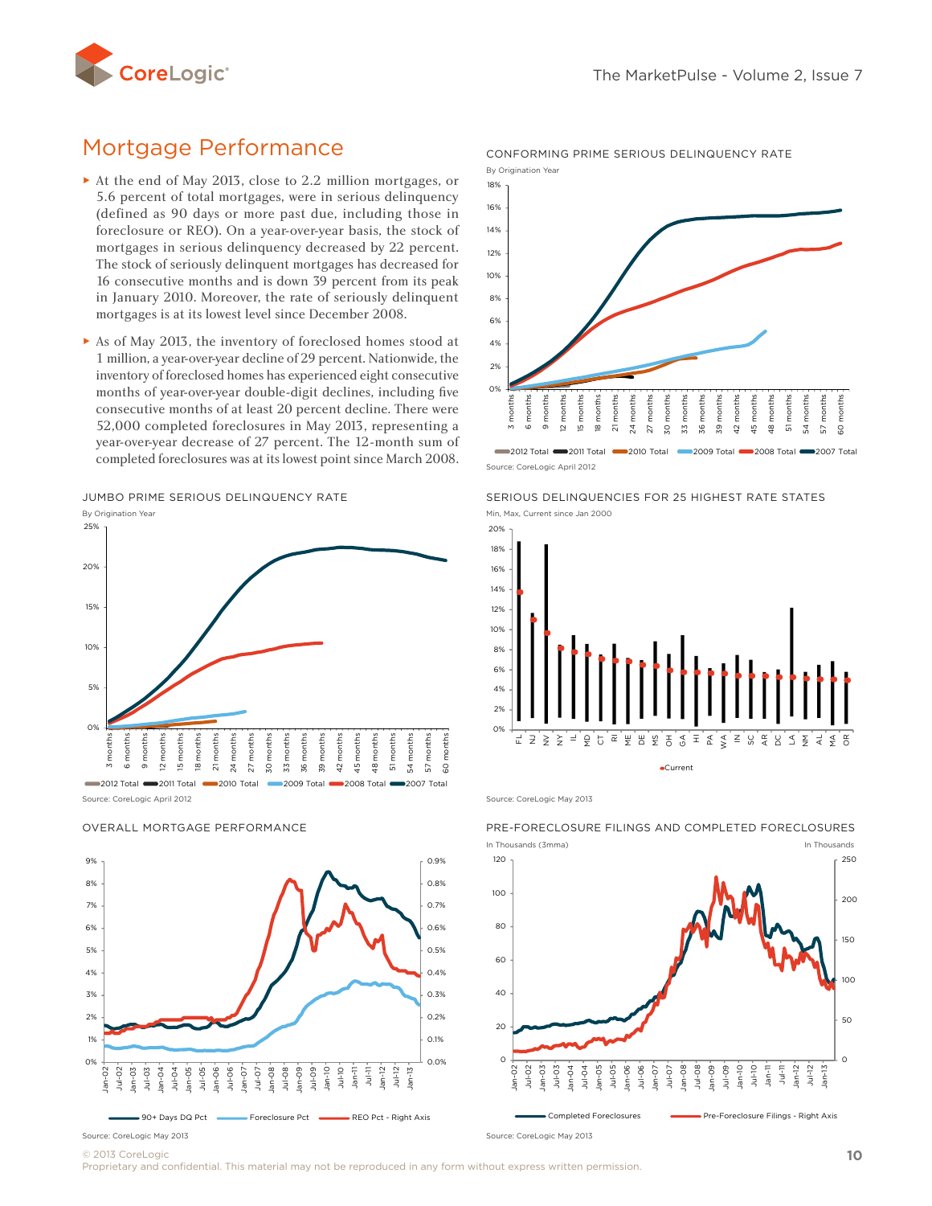# Mortgage Performance

- At the end of May 2013, close to 2.2 million mortgages, or 5.6 percent of total mortgages, were in serious delinquency (defined as 90 days or more past due, including those in foreclosure or REO). On a year-over-year basis, the stock of mortgages in serious delinquency decreased by 22 percent. The stock of seriously delinquent mortgages has decreased for 16 consecutive months and is down 39 percent from its peak in January 2010. Moreover, the rate of seriously delinquent mortgages is at its lowest level since December 2008.
- As of May 2013, the inventory of foreclosed homes stood at 1 million, a year-over-year decline of 29 percent. Nationwide, the inventory of foreclosed homes has experienced eight consecutive months of year-over-year double-digit declines, including five consecutive months of at least 20 percent decline. There were 52,000 completed foreclosures in May 2013, representing a year-over-year decrease of 27 percent. The 12-month sum of completed foreclosures was at its lowest point since March 2008.

CONFORMING PRIME SERIOUS DELINQUENCY RATE

By Origination Year

18%
16%
14%
12%
10%
8%
6%
4%
2%
0%

3 months, 6 months, 9 months, 12 months, 15 months, 18 months, 21 months, 24 months, 27 months, 30 months, 33 months, 36 months, 39 months, 42 months, 45 months, 48 months, 51 months, 54 months, 57 months, 60 months

2012 Total, 2011 Total, 2010 Total, 2009 Total, 2008 Total, 2007 Total

Source: CoreLogic April 2012

JUMBO PRIME SERIOUS DELINQUENCY RATE

By Origination Year

25%
20%
15%
10%
5%
0%

3 months, 6 months, 9 months, 12 months, 15 months, 18 months, 21 months, 24 months, 27 months, 30 months, 33 months, 36 months, 39 months, 42 months, 45 months, 48 months, 51 months, 54 months, 57 months, 60 months

2012 Total, 2011 Total, 2010 Total, 2009 Total, 2008 Total, 2007 Total

Source: CoreLogic April 2012

SERIOUS DELINQUENCIES FOR 25 HIGHEST RATE STATES

Min, Max, Current since Jan 2000

20%
18%
16%
14%
12%
10%
8%
6%
4%
2%
0%

FL, NJ, NV, NY, IL, MD, CT, RI, ME, DE, MS, OH, GA, HI, PA, WA, IN, SC, AR, DC, LA, NM, AL, MA, OR

Current

Source: CoreLogic May 2013

OVERALL MORTGAGE PERFORMANCE

9%, 8%, 7%, 6%, 5%, 4%, 3%, 2%, 1%, 0%

0.9%, 0.8%, 0.7%, 0.6%, 0.5%, 0.4%, 0.3%, 0.2%, 0.1%, 0.0%

Jan-02, Jul-02, Jan-03, Jul-03, Jan-04, Jul-04, Jan-05, Jul-05, Jan-06, Jul-06, Jan-07, Jul-07, Jan-08, Jul-08, Jan-09, Jul-09, Jan-10, Jul-10, Jan-11, Jul-11, Jan-12, Jul-12, Jan-13

90+ Days DQ Pct, Foreclosure Pct, REO Pct - Right Axis

Source: CoreLogic May 2013

PRE-FORECLOSURE FILINGS AND COMPLETED FORECLOSURES

In Thousands (3mma)

In Thousands

120, 100, 80, 60, 40, 20, 0

250, 200, 150, 100, 50, 0

Jan-02, Jul-02, Jan-03, Jul-03, Jan-04, Jul-04, Jan-05, Jul-05, Jan-06, Jul-06, Jan-07, Jul-07, Jan-08, Jul-08, Jan-09, Jul-09, Jan-10, Jul-10, Jan-11, Jul-11, Jan-12, Jul-12, Jan-13

Completed Foreclosures, Pre-Foreclosure Filings - Right Axis

Source: CoreLogic May 2013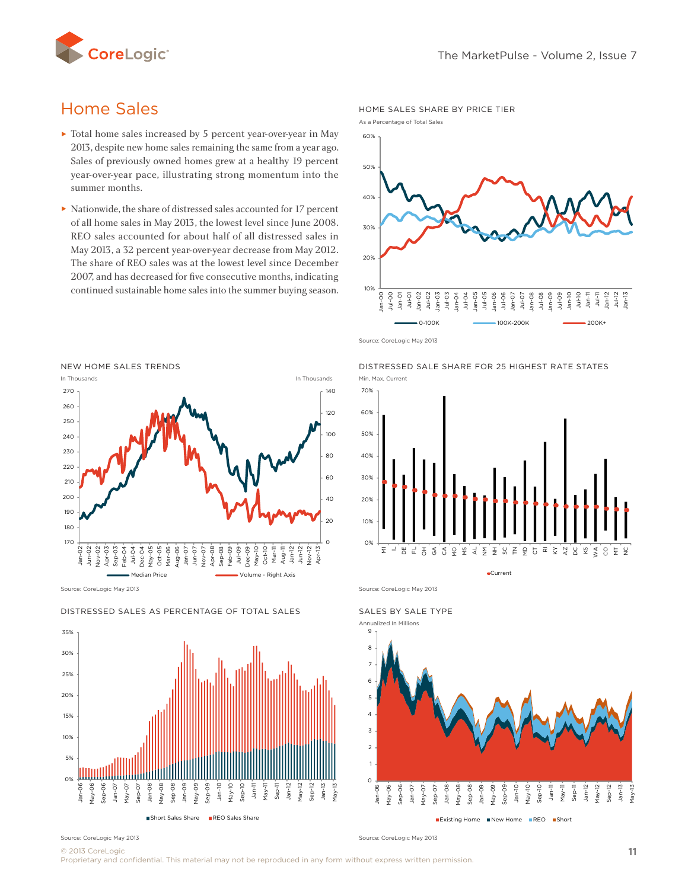# Home Sales

- Total home sales increased by 5 percent year-over-year in May 2013, despite new home sales remaining the same from a year ago. Sales of previously owned homes grew at a healthy 19 percent year-over-year pace, illustrating strong momentum into the summer months.
- Nationwide, the share of distressed sales accounted for 17 percent of all home sales in May 2013, the lowest level since June 2008. REO sales accounted for about half of all distressed sales in May 2013, a 32 percent year-over-year decrease from May 2012. The share of REO sales was at the lowest level since December 2007, and has decreased for five consecutive months, indicating continued sustainable home sales into the summer buying season.

## HOME SALES SHARE BY PRICE TIER

As a Percentage of Total Sales

60%
50%
40%
30%
20%
10%

Jan-00, Jul-00, Jan-01, Jul-01, Jan-02, Jul-02, Jan-03, Jul-03, Jan-04, Jul-04, Jan-05, Jul-05, Jan-06, Jul-06, Jan-07, Jul-07, Jan-08, Jul-08, Jan-09, Jul-09, Jan-10, Jul-10, Jan-11, Jul-11, Jan-12, Jul-12, Jan-13

0-100K
100K-200K
200K+

Source: CoreLogic May 2013

## NEW HOME SALES TRENDS

In Thousands
In Thousands

270, 260, 250, 240, 230, 220, 210, 200, 190, 180, 170
140, 120, 100, 80, 60, 40, 20, 0

Jan-02, Jun-02, Nov-02, Apr-03, Sep-03, Feb-04, Jul-04, Dec-04, May-05, Oct-05, Mar-06, Aug-06, Jan-07, Jun-07, Nov-07, Apr-08, Sep-08, Feb-09, Jul-09, Dec-09, May-10, Oct-10, Mar-11, Aug-11, Jan-12, Jun-12, Nov-12, Apr-13

Median Price
Volume - Right Axis

Source: CoreLogic May 2013

## DISTRESSED SALE SHARE FOR 25 HIGHEST RATE STATES

Min, Max, Current

70%
60%
50%
40%
30%
20%
10%
0%

MI, IL, DE, FL, OH, GA, CA, MO, MS, AL, NM, NH, SC, TN, MD, CT, RI, KY, AZ, DC, KS, WA, CO, MT, NC

Current

Source: CoreLogic May 2013

## DISTRESSED SALES AS PERCENTAGE OF TOTAL SALES

35%
30%
25%
20%
15%
10%
5%
0%

Jan-06, May-06, Sep-06, Jan-07, May-07, Sep-07, Jan-08, May-08, Sep-08, Jan-09, May-09, Sep-09, Jan-10, May-10, Sep-10, Jan-11, May-11, Sep-11, Jan-12, May-12, Sep-12, Jan-13, May-13

Short Sales Share
REO Sales Share

Source: CoreLogic May 2013

## SALES BY SALE TYPE

Annualized In Millions

9
8
7
6
5
4
3
2
1
0

Jan-06, May-06, Sep-06, Jan-07, May-07, Sep-07, Jan-08, May-08, Sep-08, Jan-09, May-09, Sep-09, Jan-10, May-10, Sep-10, Jan-11, May-11, Sep-11, Jan-12, May-12, Sep-12, Jan-13, May-13

Existing Home
New Home
REO
Short

Source: CoreLogic May 2013

© 2013 CoreLogic
Proprietary and confidential. This material may not be reproduced in any form without express written permission.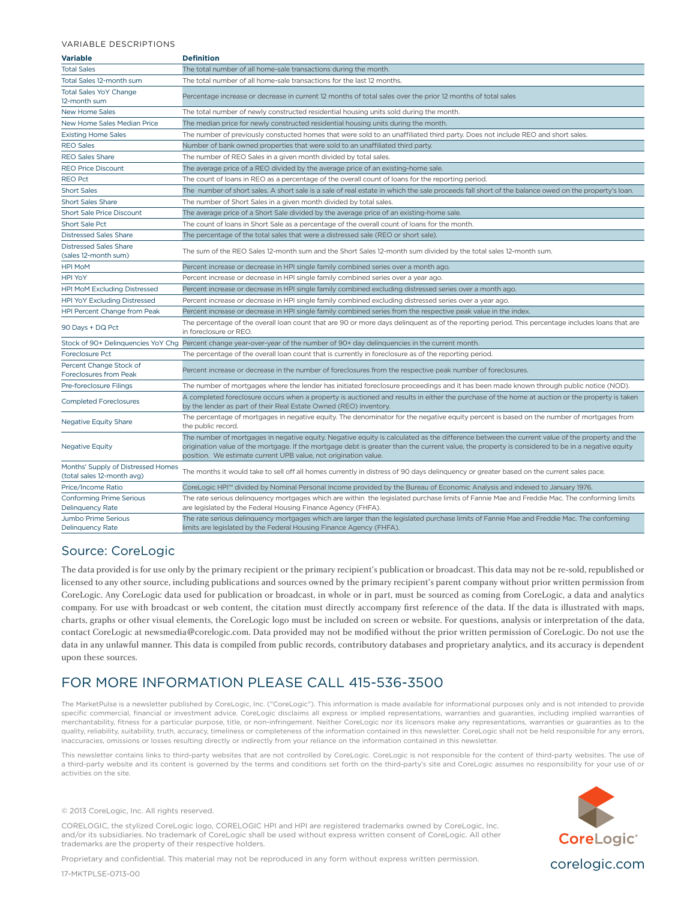VARIABLE DESCRIPTIONS

| Variable | Definition |
|---|---|
| Total Sales | The total number of all home-sale transactions during the month. |
| Total Sales 12-month sum | The total number of all home-sale transactions for the last 12 months. |
| Total Sales YoY Change 12-month sum | Percentage increase or decrease in current 12 months of total sales over the prior 12 months of total sales |
| New Home Sales | The total number of newly constructed residential housing units sold during the month. |
| New Home Sales Median Price | The median price for newly constructed residential housing units during the month. |
| Existing Home Sales | The number of previously constucted homes that were sold to an unaffiliated third party. Does not include REO and short sales. |
| REO Sales | Number of bank owned properties that were sold to an unaffiliated third party. |
| REO Sales Share | The number of REO Sales in a given month divided by total sales. |
| REO Price Discount | The average price of a REO divided by the average price of an existing-home sale. |
| REO Pct | The count of loans in REO as a percentage of the overall count of loans for the reporting period. |
| Short Sales | The number of short sales. A short sale is a sale of real estate in which the sale proceeds fall short of the balance owed on the property's loan. |
| Short Sales Share | The number of Short Sales in a given month divided by total sales. |
| Short Sale Price Discount | The average price of a Short Sale divided by the average price of an existing-home sale. |
| Short Sale Pct | The count of loans in Short Sale as a percentage of the overall count of loans for the month. |
| Distressed Sales Share | The percentage of the total sales that were a distressed sale (REO or short sale). |
| Distressed Sales Share (sales 12-month sum) | The sum of the REO Sales 12-month sum and the Short Sales 12-month sum divided by the total sales 12-month sum. |
| HPI MoM | Percent increase or decrease in HPI single family combined series over a month ago. |
| HPI YoY | Percent increase or decrease in HPI single family combined series over a year ago. |
| HPI MoM Excluding Distressed | Percent increase or decrease in HPI single family combined excluding distressed series over a month ago. |
| HPI YoY Excluding Distressed | Percent increase or decrease in HPI single family combined excluding distressed series over a year ago. |
| HPI Percent Change from Peak | Percent increase or decrease in HPI single family combined series from the respective peak value in the index. |
| 90 Days + DQ Pct | The percentage of the overall loan count that are 90 or more days delinquent as of the reporting period. This percentage includes loans that are in foreclosure or REO. |
| Stock of 90+ Delinquencies YoY Chg | Percent change year-over-year of the number of 90+ day delinquencies in the current month. |
| Foreclosure Pct | The percentage of the overall loan count that is currently in foreclosure as of the reporting period. |
| Percent Change Stock of Foreclosures from Peak | Percent increase or decrease in the number of foreclosures from the respective peak number of foreclosures. |
| Pre-foreclosure Filings | The number of mortgages where the lender has initiated foreclosure proceedings and it has been made known through public notice (NOD). |
| Completed Foreclosures | A completed foreclosure occurs when a property is auctioned and results in either the purchase of the home at auction or the property is taken by the lender as part of their Real Estate Owned (REO) inventory. |
| Negative Equity Share | The percentage of mortgages in negative equity. The denominator for the negative equity percent is based on the number of mortgages from the public record. |
| Negative Equity | The number of mortgages in negative equity. Negative equity is calculated as the difference between the current value of the property and the origination value of the mortgage. If the mortgage debt is greater than the current value, the property is considered to be in a negative equity position. We estimate current UPB value, not origination value. |
| Months' Supply of Distressed Homes (total sales 12-month avg) | The months it would take to sell off all homes currently in distress of 90 days delinquency or greater based on the current sales pace. |
| Price/Income Ratio | CoreLogic HPI™ divided by Nominal Personal Income provided by the Bureau of Economic Analysis and indexed to January 1976. |
| Conforming Prime Serious Delinquency Rate | The rate serious delinquency mortgages which are within the legislated purchase limits of Fannie Mae and Freddie Mac. The conforming limits are legislated by the Federal Housing Finance Agency (FHFA). |
| Jumbo Prime Serious Delinquency Rate | The rate serious delinquency mortgages which are larger than the legislated purchase limits of Fannie Mae and Freddie Mac. The conforming limits are legislated by the Federal Housing Finance Agency (FHFA). |

## Source: CoreLogic

The data provided is for use only by the primary recipient or the primary recipient's publication or broadcast. This data may not be re-sold, republished or licensed to any other source, including publications and sources owned by the primary recipient's parent company without prior written permission from CoreLogic. Any CoreLogic data used for publication or broadcast, in whole or in part, must be sourced as coming from CoreLogic, a data and analytics company. For use with broadcast or web content, the citation must directly accompany first reference of the data. If the data is illustrated with maps, charts, graphs or other visual elements, the CoreLogic logo must be included on screen or website. For questions, analysis or interpretation of the data, contact CoreLogic at newsmedia@corelogic.com. Data provided may not be modified without the prior written permission of CoreLogic. Do not use the data in any unlawful manner. This data is compiled from public records, contributory databases and proprietary analytics, and its accuracy is dependent upon these sources.

## FOR MORE INFORMATION PLEASE CALL 415-536-3500

The MarketPulse is a newsletter published by CoreLogic, Inc. ("CoreLogic"). This information is made available for informational purposes only and is not intended to provide specific commercial, financial or investment advice. CoreLogic disclaims all express or implied representations, warranties and guaranties, including implied warranties of merchantability, fitness for a particular purpose, title, or non-infringement. Neither CoreLogic nor its licensors make any representations, warranties or guaranties as to the quality, reliability, suitability, truth, accuracy, timeliness or completeness of the information contained in this newsletter. CoreLogic shall not be held responsible for any errors, inaccuracies, omissions or losses resulting directly or indirectly from your reliance on the information contained in this newsletter.

This newsletter contains links to third-party websites that are not controlled by CoreLogic. CoreLogic is not responsible for the content of third-party websites. The use of a third-party website and its content is governed by the terms and conditions set forth on the third-party's site and CoreLogic assumes no responsibility for your use of or activities on the site.

© 2013 CoreLogic, Inc. All rights reserved.

CORELOGIC, the stylized CoreLogic logo, CORELOGIC HPI and HPI are registered trademarks owned by CoreLogic, Inc. and/or its subsidiaries. No trademark of CoreLogic shall be used without express written consent of CoreLogic. All other trademarks are the property of their respective holders.

Proprietary and confidential. This material may not be reproduced in any form without express written permission.

17-MKTPLSE-0713-00

CoreLogic®

corelogic.com